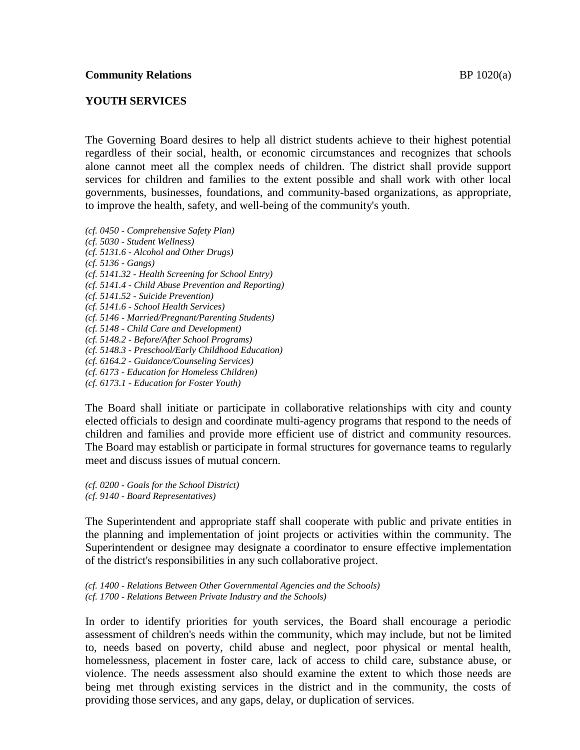**Community Relations** BP 1020(a)

## YOUTH SERVICES

The Governing Board desires to help all district students achieve to their highest potential regardless of their social, health, or economic circumstances and recognizes that schools alone cannot meet all the complex needs of children. The district shall provide support services for children and families to the extent possible and shall work with other local governments, businesses, foundations, and community-based organizations, as appropriate, to improve the health, safety, and well-being of the community's youth.

*(cf. 0450 - Comprehensive Safety Plan)*
*(cf. 5030 - Student Wellness)*
*(cf. 5131.6 - Alcohol and Other Drugs)*
*(cf. 5136 - Gangs)*
*(cf. 5141.32 - Health Screening for School Entry)*
*(cf. 5141.4 - Child Abuse Prevention and Reporting)*
*(cf. 5141.52 - Suicide Prevention)*
*(cf. 5141.6 - School Health Services)*
*(cf. 5146 - Married/Pregnant/Parenting Students)*
*(cf. 5148 - Child Care and Development)*
*(cf. 5148.2 - Before/After School Programs)*
*(cf. 5148.3 - Preschool/Early Childhood Education)*
*(cf. 6164.2 - Guidance/Counseling Services)*
*(cf. 6173 - Education for Homeless Children)*
*(cf. 6173.1 - Education for Foster Youth)*

The Board shall initiate or participate in collaborative relationships with city and county elected officials to design and coordinate multi-agency programs that respond to the needs of children and families and provide more efficient use of district and community resources. The Board may establish or participate in formal structures for governance teams to regularly meet and discuss issues of mutual concern.

*(cf. 0200 - Goals for the School District)*
*(cf. 9140 - Board Representatives)*

The Superintendent and appropriate staff shall cooperate with public and private entities in the planning and implementation of joint projects or activities within the community. The Superintendent or designee may designate a coordinator to ensure effective implementation of the district's responsibilities in any such collaborative project.

*(cf. 1400 - Relations Between Other Governmental Agencies and the Schools)*
*(cf. 1700 - Relations Between Private Industry and the Schools)*

In order to identify priorities for youth services, the Board shall encourage a periodic assessment of children's needs within the community, which may include, but not be limited to, needs based on poverty, child abuse and neglect, poor physical or mental health, homelessness, placement in foster care, lack of access to child care, substance abuse, or violence. The needs assessment also should examine the extent to which those needs are being met through existing services in the district and in the community, the costs of providing those services, and any gaps, delay, or duplication of services.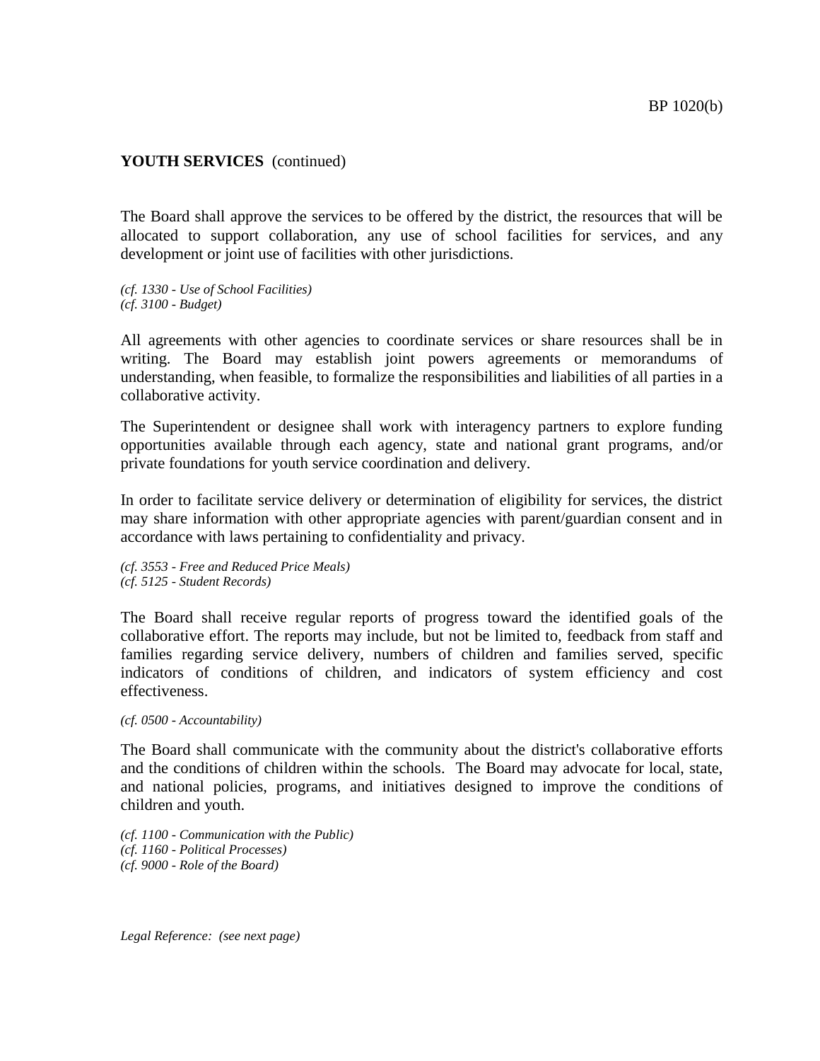**YOUTH SERVICES** (continued)

The Board shall approve the services to be offered by the district, the resources that will be allocated to support collaboration, any use of school facilities for services, and any development or joint use of facilities with other jurisdictions.

*(cf. 1330 - Use of School Facilities)*
*(cf. 3100 - Budget)*

All agreements with other agencies to coordinate services or share resources shall be in writing. The Board may establish joint powers agreements or memorandums of understanding, when feasible, to formalize the responsibilities and liabilities of all parties in a collaborative activity.

The Superintendent or designee shall work with interagency partners to explore funding opportunities available through each agency, state and national grant programs, and/or private foundations for youth service coordination and delivery.

In order to facilitate service delivery or determination of eligibility for services, the district may share information with other appropriate agencies with parent/guardian consent and in accordance with laws pertaining to confidentiality and privacy.

*(cf. 3553 - Free and Reduced Price Meals)*
*(cf. 5125 - Student Records)*

The Board shall receive regular reports of progress toward the identified goals of the collaborative effort. The reports may include, but not be limited to, feedback from staff and families regarding service delivery, numbers of children and families served, specific indicators of conditions of children, and indicators of system efficiency and cost effectiveness.

*(cf. 0500 - Accountability)*

The Board shall communicate with the community about the district's collaborative efforts and the conditions of children within the schools. The Board may advocate for local, state, and national policies, programs, and initiatives designed to improve the conditions of children and youth.

*(cf. 1100 - Communication with the Public)*
*(cf. 1160 - Political Processes)*
*(cf. 9000 - Role of the Board)*

*Legal Reference: (see next page)*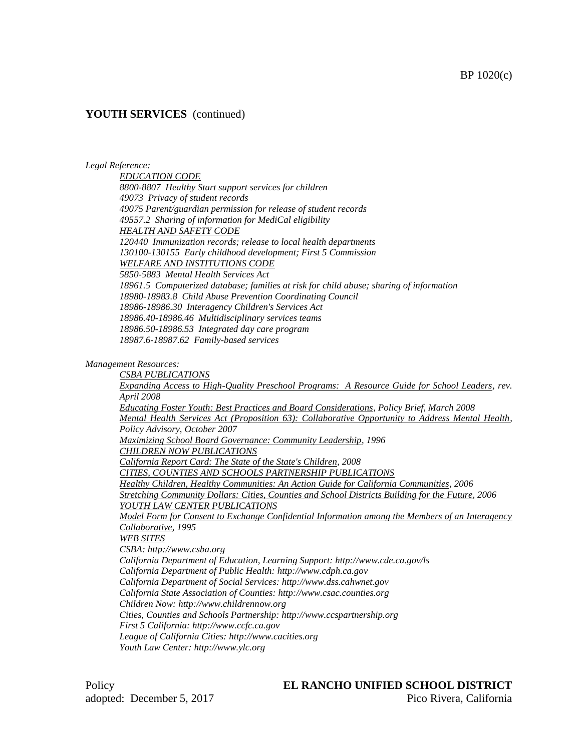## YOUTH SERVICES (continued)

*Legal Reference:*

*EDUCATION CODE*

*8800-8807 Healthy Start support services for children*

*49073 Privacy of student records*

*49075 Parent/guardian permission for release of student records*

*49557.2 Sharing of information for MediCal eligibility*

*HEALTH AND SAFETY CODE*

*120440 Immunization records; release to local health departments*

*130100-130155 Early childhood development; First 5 Commission*

*WELFARE AND INSTITUTIONS CODE*

*5850-5883 Mental Health Services Act*

*18961.5 Computerized database; families at risk for child abuse; sharing of information*

*18980-18983.8 Child Abuse Prevention Coordinating Council*

*18986-18986.30 Interagency Children's Services Act*

*18986.40-18986.46 Multidisciplinary services teams*

*18986.50-18986.53 Integrated day care program*

*18987.6-18987.62 Family-based services*

*Management Resources:*

*CSBA PUBLICATIONS*

*Expanding Access to High-Quality Preschool Programs: A Resource Guide for School Leaders, rev. April 2008*

*Educating Foster Youth: Best Practices and Board Considerations, Policy Brief, March 2008*

*Mental Health Services Act (Proposition 63): Collaborative Opportunity to Address Mental Health, Policy Advisory, October 2007*

*Maximizing School Board Governance: Community Leadership, 1996*

*CHILDREN NOW PUBLICATIONS*

*California Report Card: The State of the State's Children, 2008*

*CITIES, COUNTIES AND SCHOOLS PARTNERSHIP PUBLICATIONS*

*Healthy Children, Healthy Communities: An Action Guide for California Communities, 2006*

*Stretching Community Dollars: Cities, Counties and School Districts Building for the Future, 2006*

*YOUTH LAW CENTER PUBLICATIONS*

*Model Form for Consent to Exchange Confidential Information among the Members of an Interagency Collaborative, 1995*

*WEB SITES*

*CSBA: http://www.csba.org*

*California Department of Education, Learning Support: http://www.cde.ca.gov/ls*

*California Department of Public Health: http://www.cdph.ca.gov*

*California Department of Social Services: http://www.dss.cahwnet.gov*

*California State Association of Counties: http://www.csac.counties.org*

*Children Now: http://www.childrennow.org*

*Cities, Counties and Schools Partnership: http://www.ccspartnership.org*

*First 5 California: http://www.ccfc.ca.gov*

*League of California Cities: http://www.cacities.org*

*Youth Law Center: http://www.ylc.org*

Policy
adopted: December 5, 2017

**EL RANCHO UNIFIED SCHOOL DISTRICT**
Pico Rivera, California